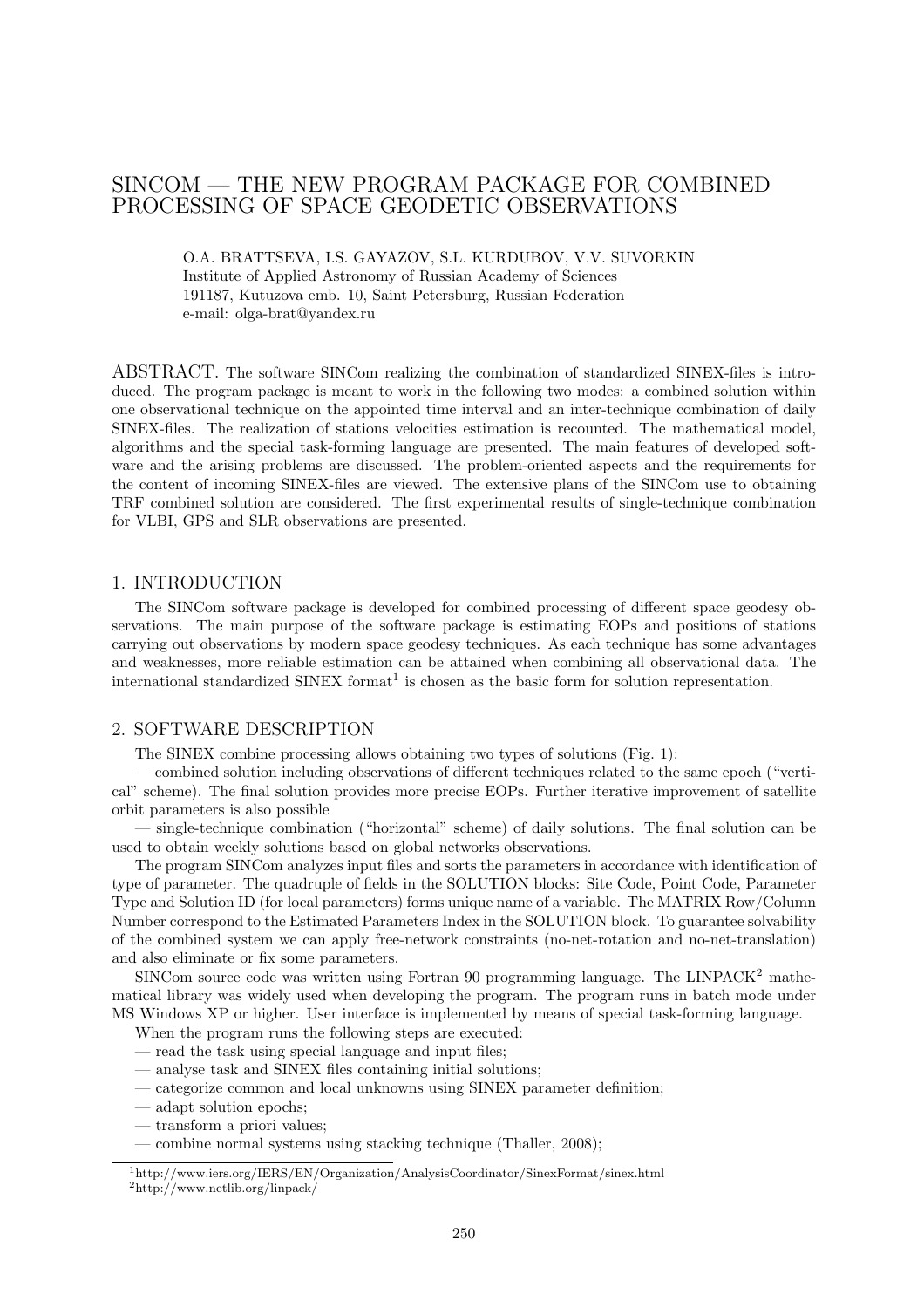# SINCOM — THE NEW PROGRAM PACKAGE FOR COMBINED PROCESSING OF SPACE GEODETIC OBSERVATIONS

O.A. BRATTSEVA, I.S. GAYAZOV, S.L. KURDUBOV, V.V. SUVORKIN
Institute of Applied Astronomy of Russian Academy of Sciences
191187, Kutuzova emb. 10, Saint Petersburg, Russian Federation
e-mail: olga-brat@yandex.ru

ABSTRACT. The software SINCom realizing the combination of standardized SINEX-files is introduced. The program package is meant to work in the following two modes: a combined solution within one observational technique on the appointed time interval and an inter-technique combination of daily SINEX-files. The realization of stations velocities estimation is recounted. The mathematical model, algorithms and the special task-forming language are presented. The main features of developed software and the arising problems are discussed. The problem-oriented aspects and the requirements for the content of incoming SINEX-files are viewed. The extensive plans of the SINCom use to obtaining TRF combined solution are considered. The first experimental results of single-technique combination for VLBI, GPS and SLR observations are presented.

## 1. INTRODUCTION

The SINCom software package is developed for combined processing of different space geodesy observations. The main purpose of the software package is estimating EOPs and positions of stations carrying out observations by modern space geodesy techniques. As each technique has some advantages and weaknesses, more reliable estimation can be attained when combining all observational data. The international standardized SINEX format[1] is chosen as the basic form for solution representation.

## 2. SOFTWARE DESCRIPTION

The SINEX combine processing allows obtaining two types of solutions (Fig. 1):

— combined solution including observations of different techniques related to the same epoch ("vertical" scheme). The final solution provides more precise EOPs. Further iterative improvement of satellite orbit parameters is also possible

— single-technique combination ("horizontal" scheme) of daily solutions. The final solution can be used to obtain weekly solutions based on global networks observations.

The program SINCom analyzes input files and sorts the parameters in accordance with identification of type of parameter. The quadruple of fields in the SOLUTION blocks: Site Code, Point Code, Parameter Type and Solution ID (for local parameters) forms unique name of a variable. The MATRIX Row/Column Number correspond to the Estimated Parameters Index in the SOLUTION block. To guarantee solvability of the combined system we can apply free-network constraints (no-net-rotation and no-net-translation) and also eliminate or fix some parameters.

SINCom source code was written using Fortran 90 programming language. The LINPACK[2] mathematical library was widely used when developing the program. The program runs in batch mode under MS Windows XP or higher. User interface is implemented by means of special task-forming language.

When the program runs the following steps are executed:

— read the task using special language and input files;

— analyse task and SINEX files containing initial solutions;

— categorize common and local unknowns using SINEX parameter definition;

— adapt solution epochs;

— transform a priori values;

— combine normal systems using stacking technique (Thaller, 2008);

[1] http://www.iers.org/IERS/EN/Organization/AnalysisCoordinator/SinexFormat/sinex.html

[2] http://www.netlib.org/linpack/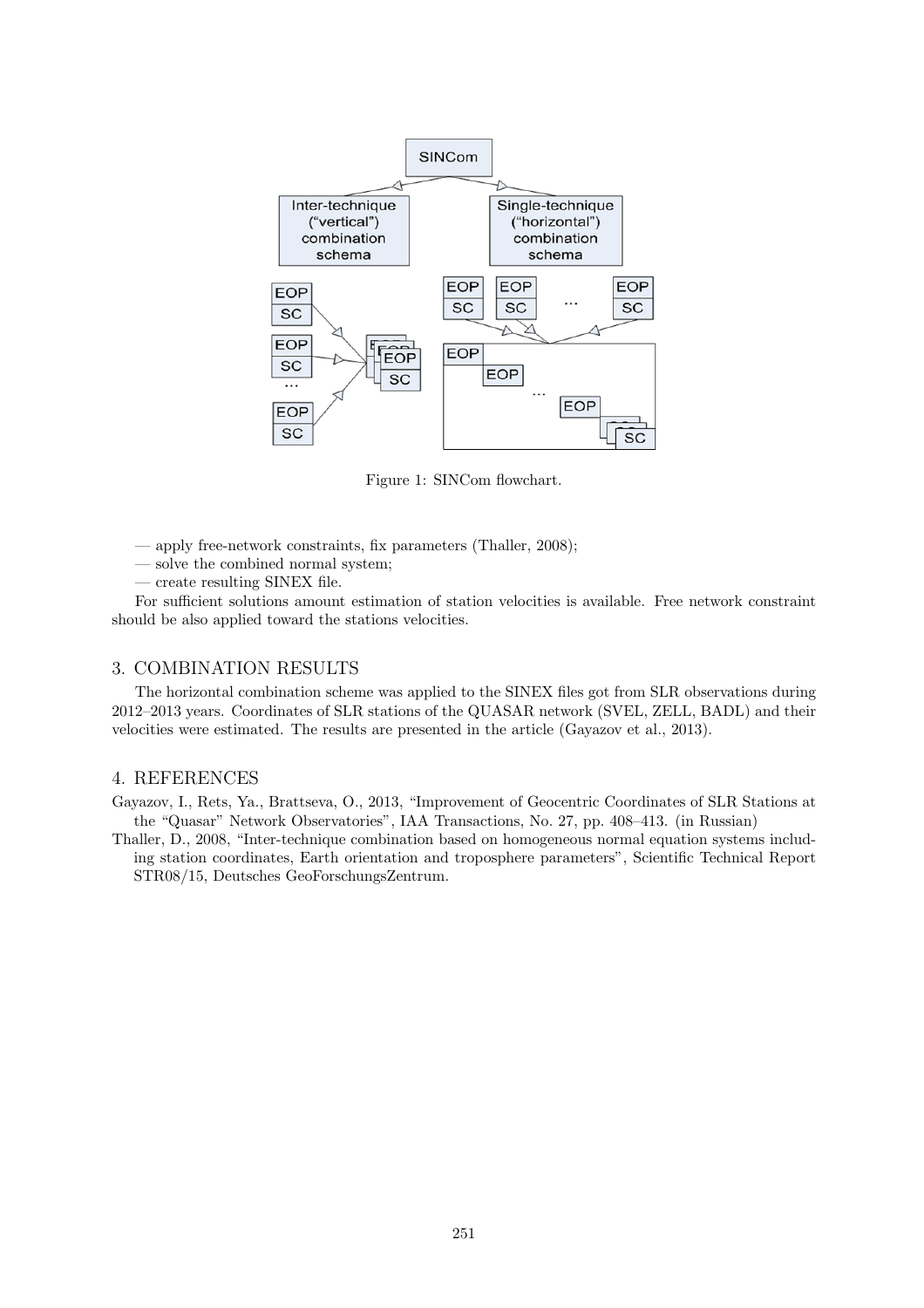SINCom

Inter-technique ("vertical") combination schema

Single-technique ("horizontal") combination schema

EOP SC EOP SC ... EOP SC EOP SC

EOP SC EOP SC ... EOP SC

EOP EOP ... EOP SC

Figure 1: SINCom flowchart.

— apply free-network constraints, fix parameters (Thaller, 2008);
— solve the combined normal system;
— create resulting SINEX file.

For sufficient solutions amount estimation of station velocities is available. Free network constraint should be also applied toward the stations velocities.

## 3. COMBINATION RESULTS

The horizontal combination scheme was applied to the SINEX files got from SLR observations during 2012–2013 years. Coordinates of SLR stations of the QUASAR network (SVEL, ZELL, BADL) and their velocities were estimated. The results are presented in the article (Gayazov et al., 2013).

## 4. REFERENCES

Gayazov, I., Rets, Ya., Brattseva, O., 2013, "Improvement of Geocentric Coordinates of SLR Stations at the "Quasar" Network Observatories", IAA Transactions, No. 27, pp. 408–413. (in Russian)

Thaller, D., 2008, "Inter-technique combination based on homogeneous normal equation systems including station coordinates, Earth orientation and troposphere parameters", Scientific Technical Report STR08/15, Deutsches GeoForschungsZentrum.